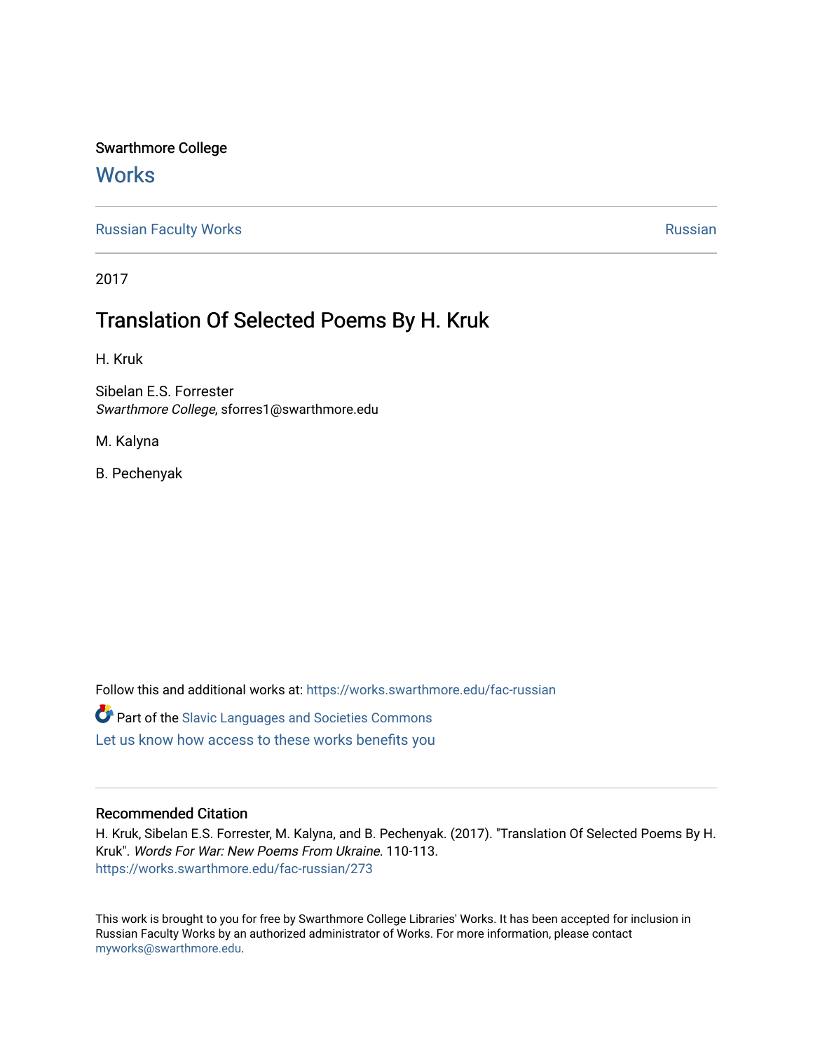Swarthmore College

# Works

Russian Faculty Works | Russian

2017

## Translation Of Selected Poems By H. Kruk

H. Kruk

Sibelan E.S. Forrester
*Swarthmore College*, sforres1@swarthmore.edu

M. Kalyna

B. Pechenyak

Follow this and additional works at: https://works.swarthmore.edu/fac-russian

Part of the Slavic Languages and Societies Commons

Let us know how access to these works benefits you

### Recommended Citation

H. Kruk, Sibelan E.S. Forrester, M. Kalyna, and B. Pechenyak. (2017). "Translation Of Selected Poems By H. Kruk". *Words For War: New Poems From Ukraine*. 110-113.
https://works.swarthmore.edu/fac-russian/273

This work is brought to you for free by Swarthmore College Libraries' Works. It has been accepted for inclusion in Russian Faculty Works by an authorized administrator of Works. For more information, please contact myworks@swarthmore.edu.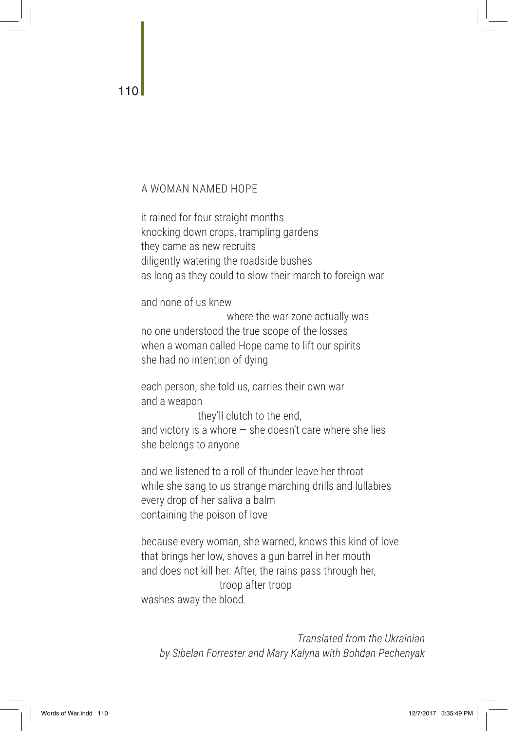## A WOMAN NAMED HOPE

it rained for four straight months  
knocking down crops, trampling gardens  
they came as new recruits  
diligently watering the roadside bushes  
as long as they could to slow their march to foreign war

and none of us knew  
                        where the war zone actually was  
no one understood the true scope of the losses  
when a woman called Hope came to lift our spirits  
she had no intention of dying

each person, she told us, carries their own war  
and a weapon  
                they'll clutch to the end,  
and victory is a whore — she doesn't care where she lies  
she belongs to anyone

and we listened to a roll of thunder leave her throat  
while she sang to us strange marching drills and lullabies  
every drop of her saliva a balm  
containing the poison of love

because every woman, she warned, knows this kind of love  
that brings her low, shoves a gun barrel in her mouth  
and does not kill her. After, the rains pass through her,  
                    troop after troop  
washes away the blood.

*Translated from the Ukrainian*  
*by Sibelan Forrester and Mary Kalyna with Bohdan Pechenyak*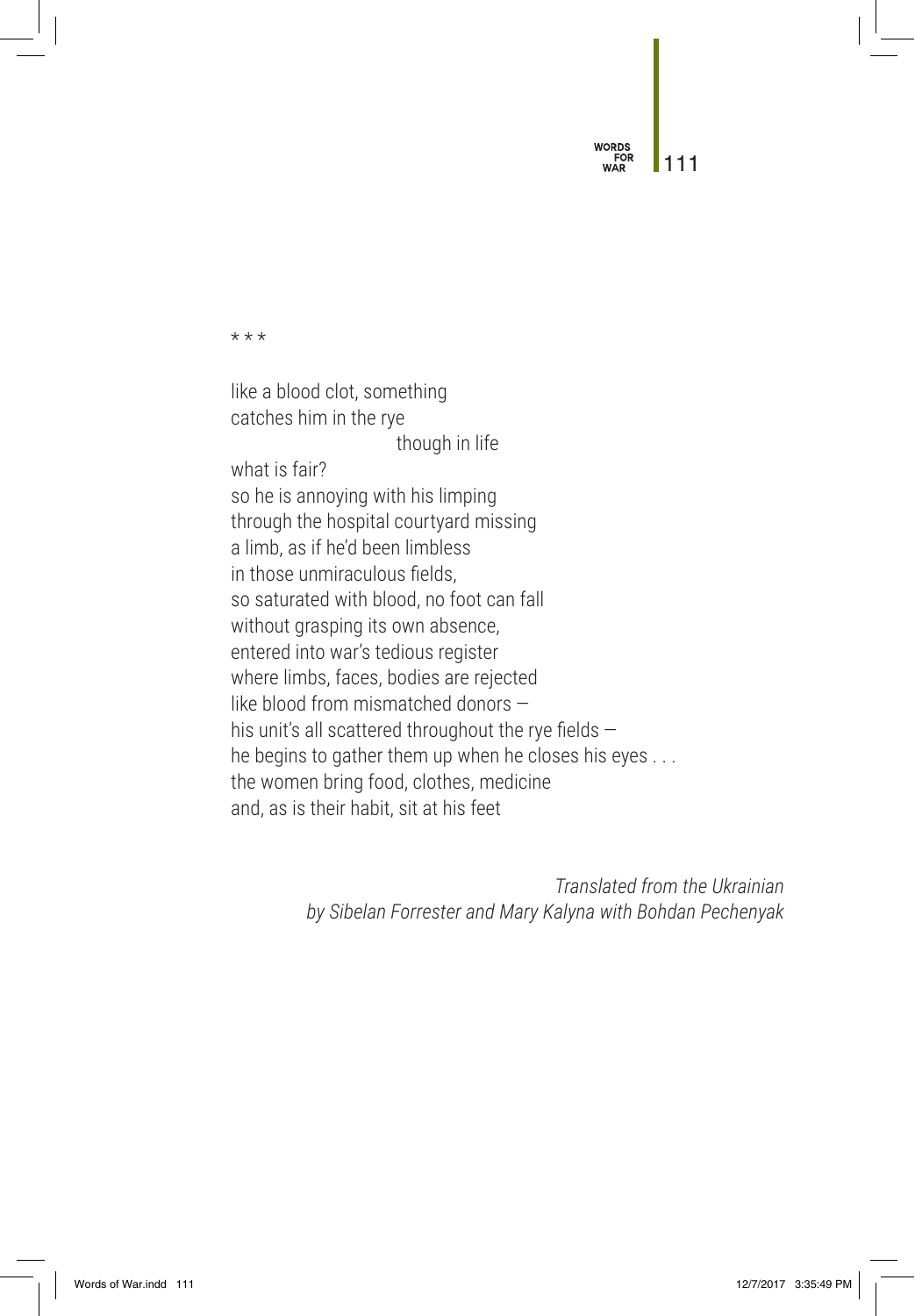\* \* \*

like a blood clot, something  
catches him in the rye  
                              though in life  
what is fair?  
so he is annoying with his limping  
through the hospital courtyard missing  
a limb, as if he'd been limbless  
in those unmiraculous fields,  
so saturated with blood, no foot can fall  
without grasping its own absence,  
entered into war's tedious register  
where limbs, faces, bodies are rejected  
like blood from mismatched donors —  
his unit's all scattered throughout the rye fields —  
he begins to gather them up when he closes his eyes . . .  
the women bring food, clothes, medicine  
and, as is their habit, sit at his feet

*Translated from the Ukrainian*  
*by Sibelan Forrester and Mary Kalyna with Bohdan Pechenyak*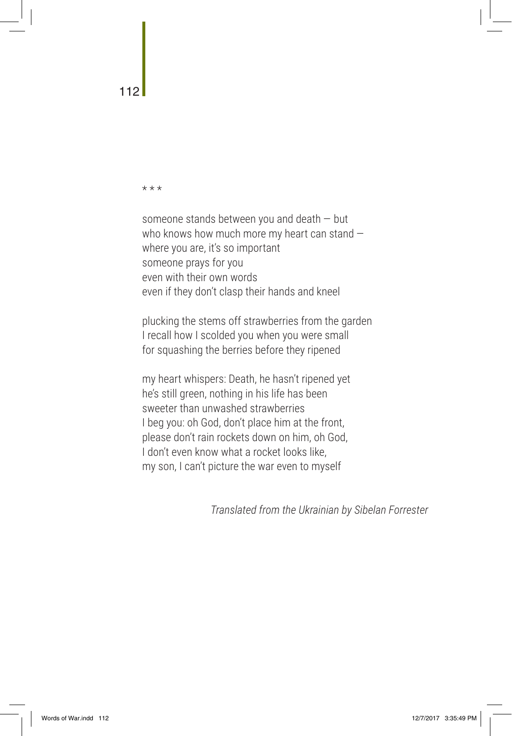\* \* \*

someone stands between you and death — but
who knows how much more my heart can stand —
where you are, it's so important
someone prays for you
even with their own words
even if they don't clasp their hands and kneel

plucking the stems off strawberries from the garden
I recall how I scolded you when you were small
for squashing the berries before they ripened

my heart whispers: Death, he hasn't ripened yet
he's still green, nothing in his life has been
sweeter than unwashed strawberries
I beg you: oh God, don't place him at the front,
please don't rain rockets down on him, oh God,
I don't even know what a rocket looks like,
my son, I can't picture the war even to myself

*Translated from the Ukrainian by Sibelan Forrester*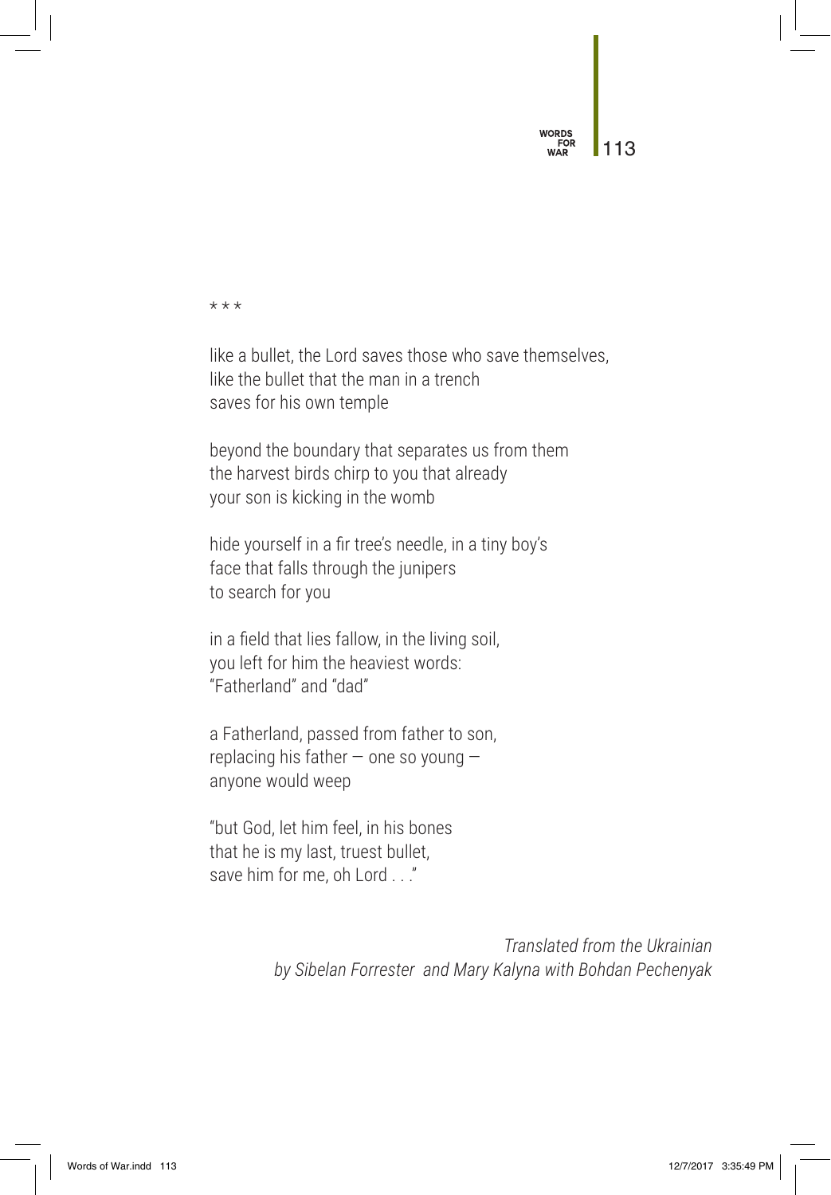\* \* \*

like a bullet, the Lord saves those who save themselves,  
like the bullet that the man in a trench  
saves for his own temple

beyond the boundary that separates us from them  
the harvest birds chirp to you that already  
your son is kicking in the womb

hide yourself in a fir tree's needle, in a tiny boy's  
face that falls through the junipers  
to search for you

in a field that lies fallow, in the living soil,  
you left for him the heaviest words:  
"Fatherland" and "dad"

a Fatherland, passed from father to son,  
replacing his father — one so young —  
anyone would weep

"but God, let him feel, in his bones  
that he is my last, truest bullet,  
save him for me, oh Lord . . ."

*Translated from the Ukrainian*  
*by Sibelan Forrester and Mary Kalyna with Bohdan Pechenyak*